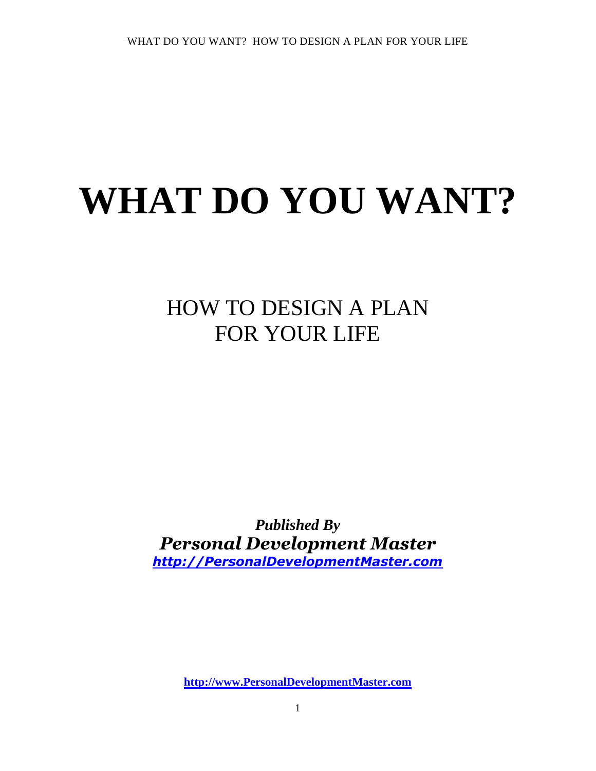# WHAT DO YOU WANT?

## HOW TO DESIGN A PLAN FOR YOUR LIFE

***Published By***

***Personal Development Master***

***http://PersonalDevelopmentMaster.com***

**http://www.PersonalDevelopmentMaster.com**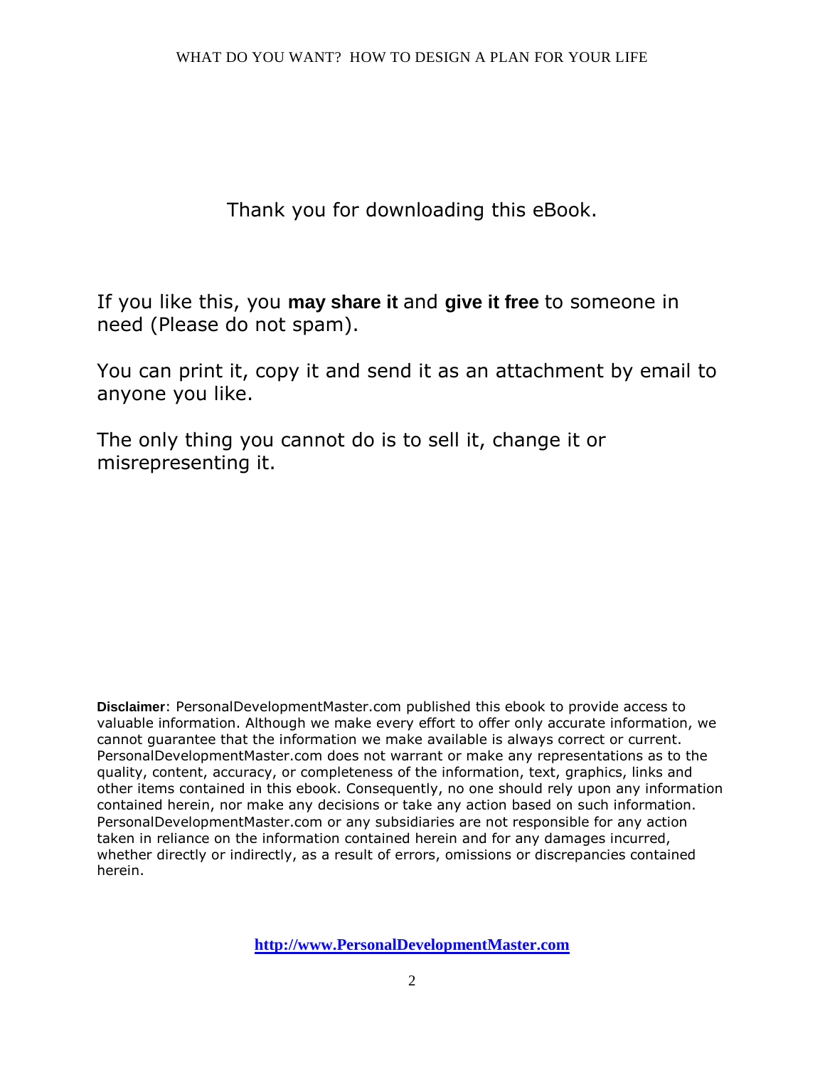Thank you for downloading this eBook.

If you like this, you **may share it** and **give it free** to someone in need (Please do not spam).

You can print it, copy it and send it as an attachment by email to anyone you like.

The only thing you cannot do is to sell it, change it or misrepresenting it.

**Disclaimer**: PersonalDevelopmentMaster.com published this ebook to provide access to valuable information. Although we make every effort to offer only accurate information, we cannot guarantee that the information we make available is always correct or current. PersonalDevelopmentMaster.com does not warrant or make any representations as to the quality, content, accuracy, or completeness of the information, text, graphics, links and other items contained in this ebook. Consequently, no one should rely upon any information contained herein, nor make any decisions or take any action based on such information. PersonalDevelopmentMaster.com or any subsidiaries are not responsible for any action taken in reliance on the information contained herein and for any damages incurred, whether directly or indirectly, as a result of errors, omissions or discrepancies contained herein.

**http://www.PersonalDevelopmentMaster.com**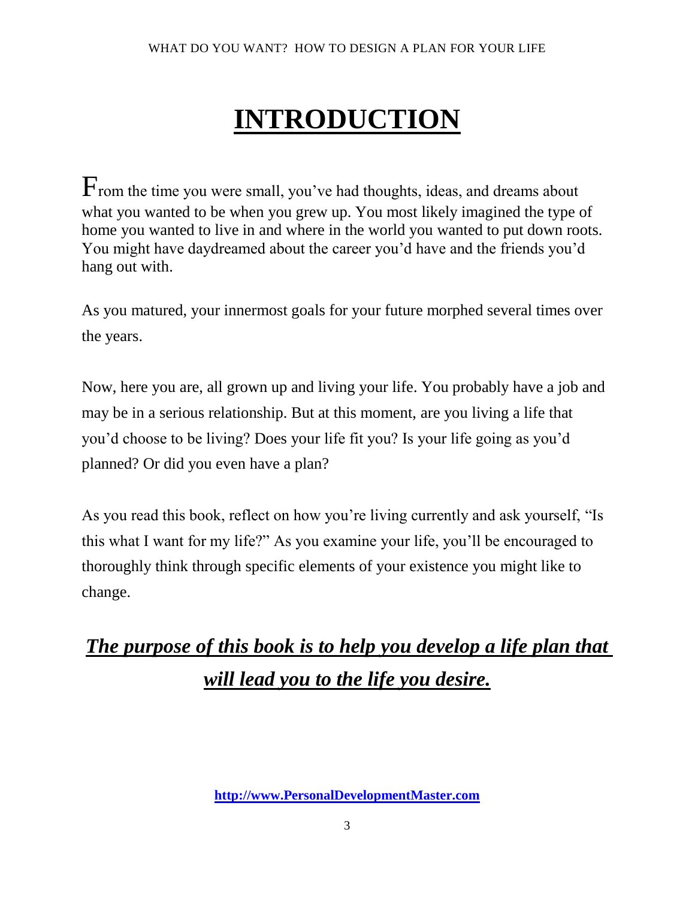# INTRODUCTION

From the time you were small, you've had thoughts, ideas, and dreams about what you wanted to be when you grew up. You most likely imagined the type of home you wanted to live in and where in the world you wanted to put down roots. You might have daydreamed about the career you'd have and the friends you'd hang out with.

As you matured, your innermost goals for your future morphed several times over the years.

Now, here you are, all grown up and living your life. You probably have a job and may be in a serious relationship. But at this moment, are you living a life that you'd choose to be living? Does your life fit you? Is your life going as you'd planned? Or did you even have a plan?

As you read this book, reflect on how you're living currently and ask yourself, "Is this what I want for my life?" As you examine your life, you'll be encouraged to thoroughly think through specific elements of your existence you might like to change.

***The purpose of this book is to help you develop a life plan that will lead you to the life you desire.***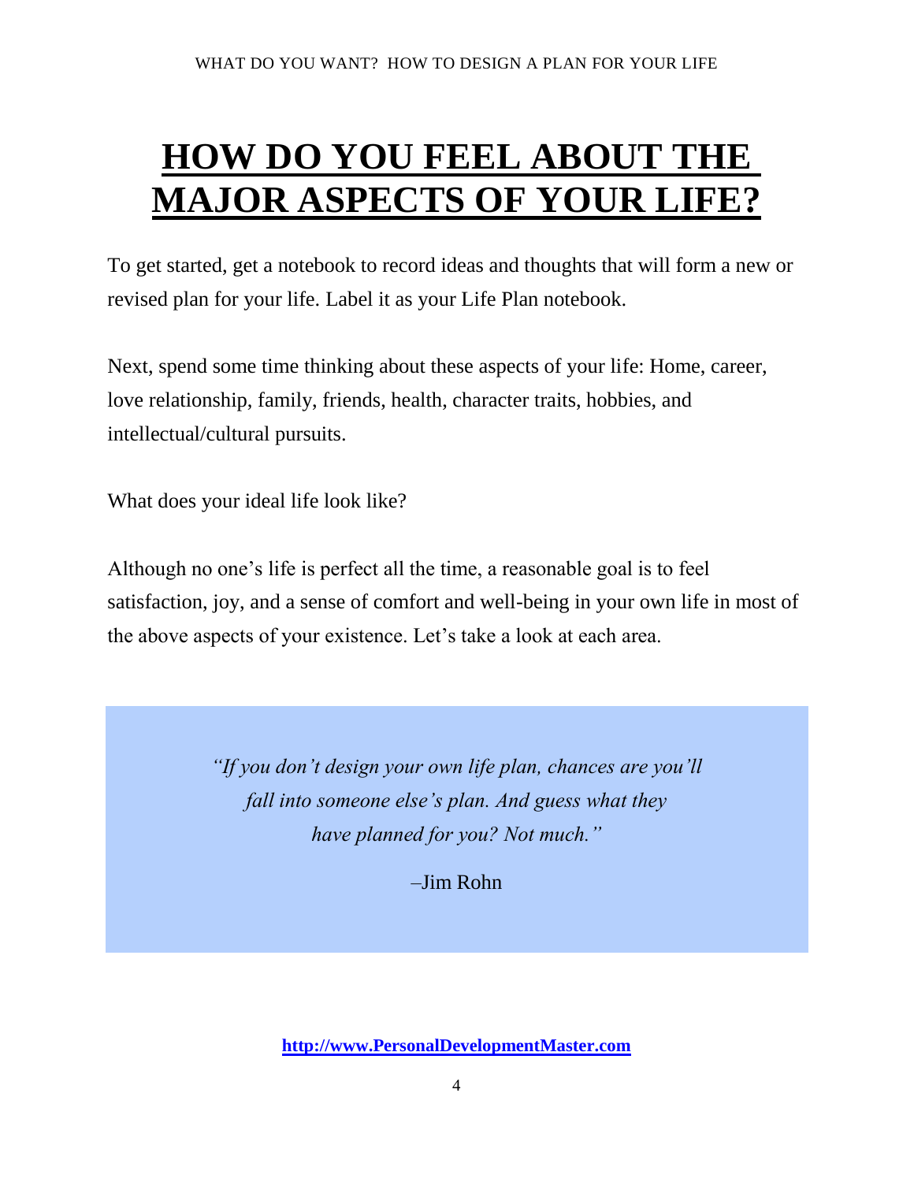# HOW DO YOU FEEL ABOUT THE MAJOR ASPECTS OF YOUR LIFE?

To get started, get a notebook to record ideas and thoughts that will form a new or revised plan for your life. Label it as your Life Plan notebook.

Next, spend some time thinking about these aspects of your life: Home, career, love relationship, family, friends, health, character traits, hobbies, and intellectual/cultural pursuits.

What does your ideal life look like?

Although no one's life is perfect all the time, a reasonable goal is to feel satisfaction, joy, and a sense of comfort and well-being in your own life in most of the above aspects of your existence. Let's take a look at each area.

> *"If you don't design your own life plan, chances are you'll fall into someone else's plan. And guess what they have planned for you? Not much."*
>
> –Jim Rohn

**http://www.PersonalDevelopmentMaster.com**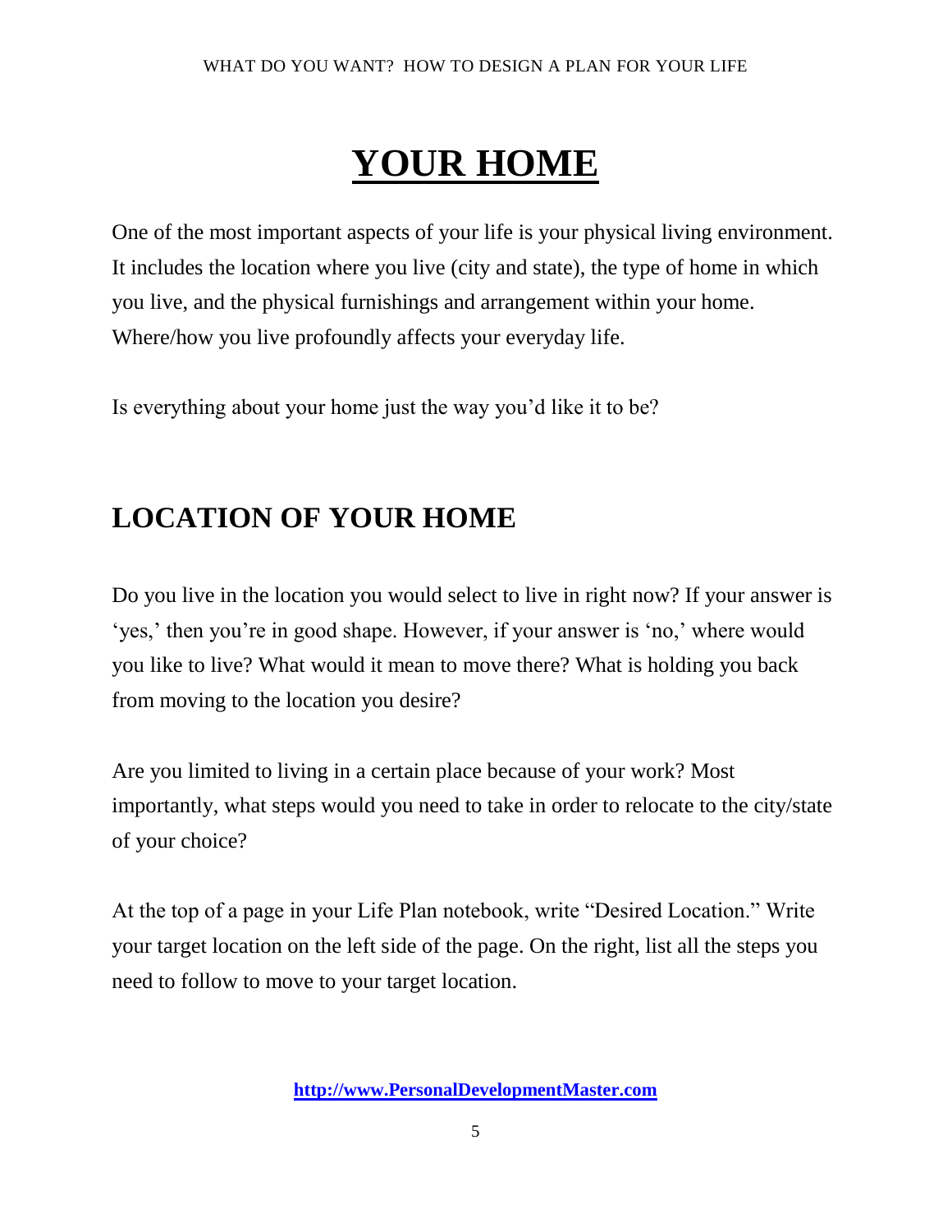# YOUR HOME

One of the most important aspects of your life is your physical living environment. It includes the location where you live (city and state), the type of home in which you live, and the physical furnishings and arrangement within your home. Where/how you live profoundly affects your everyday life.

Is everything about your home just the way you'd like it to be?

## LOCATION OF YOUR HOME

Do you live in the location you would select to live in right now? If your answer is 'yes,' then you're in good shape. However, if your answer is 'no,' where would you like to live? What would it mean to move there? What is holding you back from moving to the location you desire?

Are you limited to living in a certain place because of your work? Most importantly, what steps would you need to take in order to relocate to the city/state of your choice?

At the top of a page in your Life Plan notebook, write "Desired Location." Write your target location on the left side of the page. On the right, list all the steps you need to follow to move to your target location.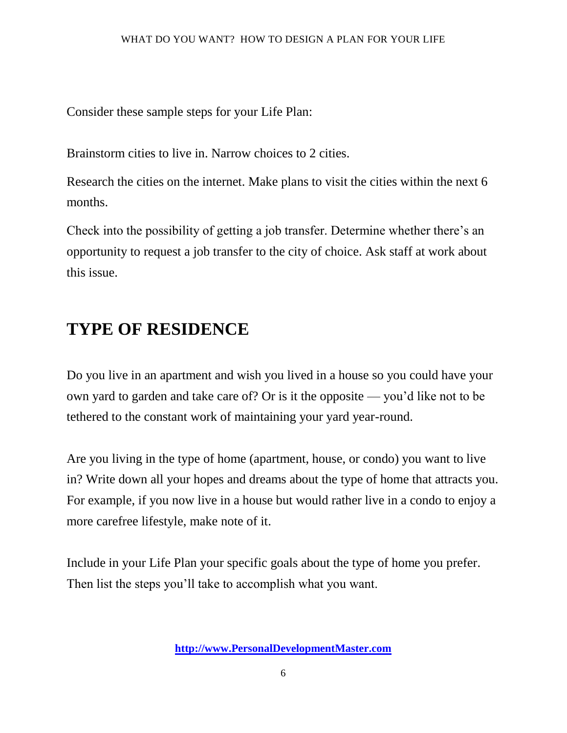Consider these sample steps for your Life Plan:

Brainstorm cities to live in. Narrow choices to 2 cities.

Research the cities on the internet. Make plans to visit the cities within the next 6 months.

Check into the possibility of getting a job transfer. Determine whether there's an opportunity to request a job transfer to the city of choice. Ask staff at work about this issue.

## TYPE OF RESIDENCE

Do you live in an apartment and wish you lived in a house so you could have your own yard to garden and take care of? Or is it the opposite — you'd like not to be tethered to the constant work of maintaining your yard year-round.

Are you living in the type of home (apartment, house, or condo) you want to live in? Write down all your hopes and dreams about the type of home that attracts you. For example, if you now live in a house but would rather live in a condo to enjoy a more carefree lifestyle, make note of it.

Include in your Life Plan your specific goals about the type of home you prefer. Then list the steps you'll take to accomplish what you want.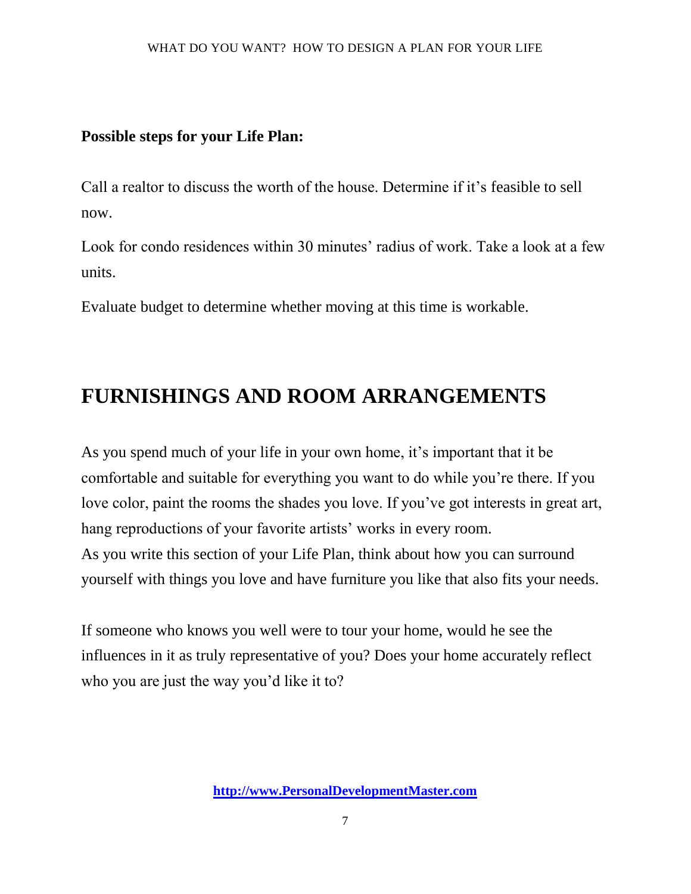**Possible steps for your Life Plan:**

Call a realtor to discuss the worth of the house. Determine if it's feasible to sell now.

Look for condo residences within 30 minutes' radius of work. Take a look at a few units.

Evaluate budget to determine whether moving at this time is workable.

# FURNISHINGS AND ROOM ARRANGEMENTS

As you spend much of your life in your own home, it's important that it be comfortable and suitable for everything you want to do while you're there. If you love color, paint the rooms the shades you love. If you've got interests in great art, hang reproductions of your favorite artists' works in every room.
As you write this section of your Life Plan, think about how you can surround yourself with things you love and have furniture you like that also fits your needs.

If someone who knows you well were to tour your home, would he see the influences in it as truly representative of you? Does your home accurately reflect who you are just the way you'd like it to?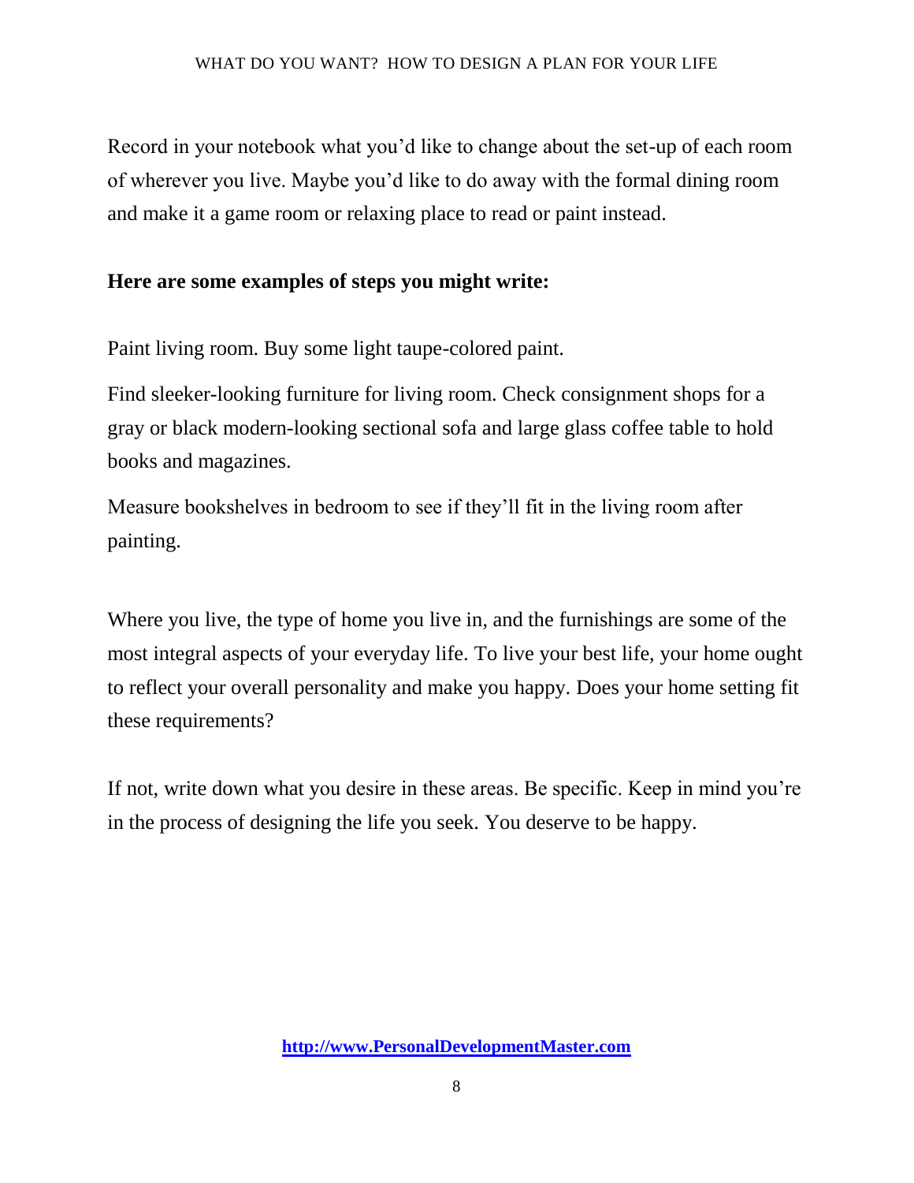Record in your notebook what you'd like to change about the set-up of each room of wherever you live. Maybe you'd like to do away with the formal dining room and make it a game room or relaxing place to read or paint instead.

**Here are some examples of steps you might write:**

Paint living room. Buy some light taupe-colored paint.

Find sleeker-looking furniture for living room. Check consignment shops for a gray or black modern-looking sectional sofa and large glass coffee table to hold books and magazines.

Measure bookshelves in bedroom to see if they'll fit in the living room after painting.

Where you live, the type of home you live in, and the furnishings are some of the most integral aspects of your everyday life. To live your best life, your home ought to reflect your overall personality and make you happy. Does your home setting fit these requirements?

If not, write down what you desire in these areas. Be specific. Keep in mind you're in the process of designing the life you seek. You deserve to be happy.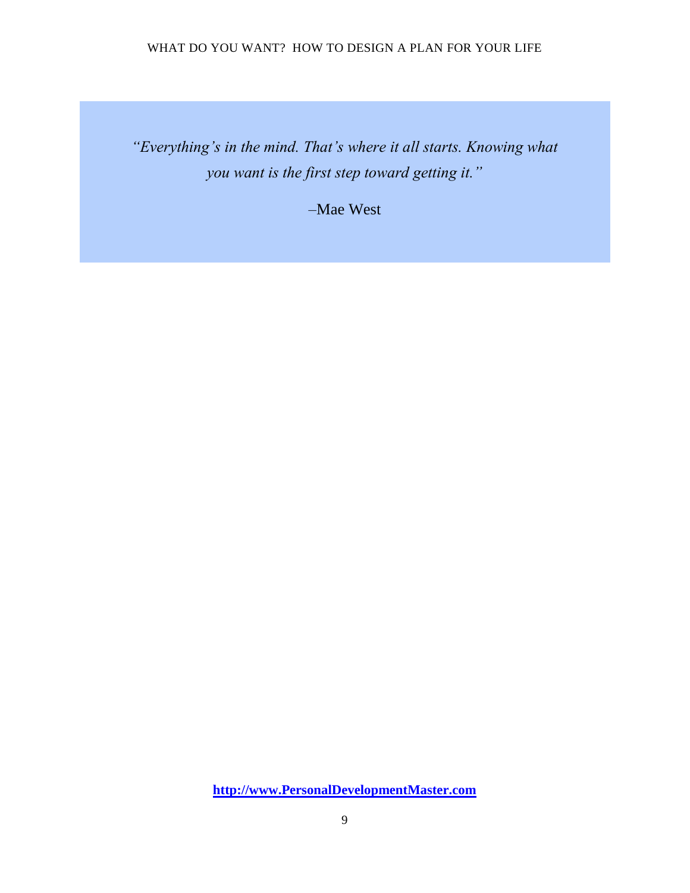*"Everything's in the mind. That's where it all starts. Knowing what you want is the first step toward getting it."*

–Mae West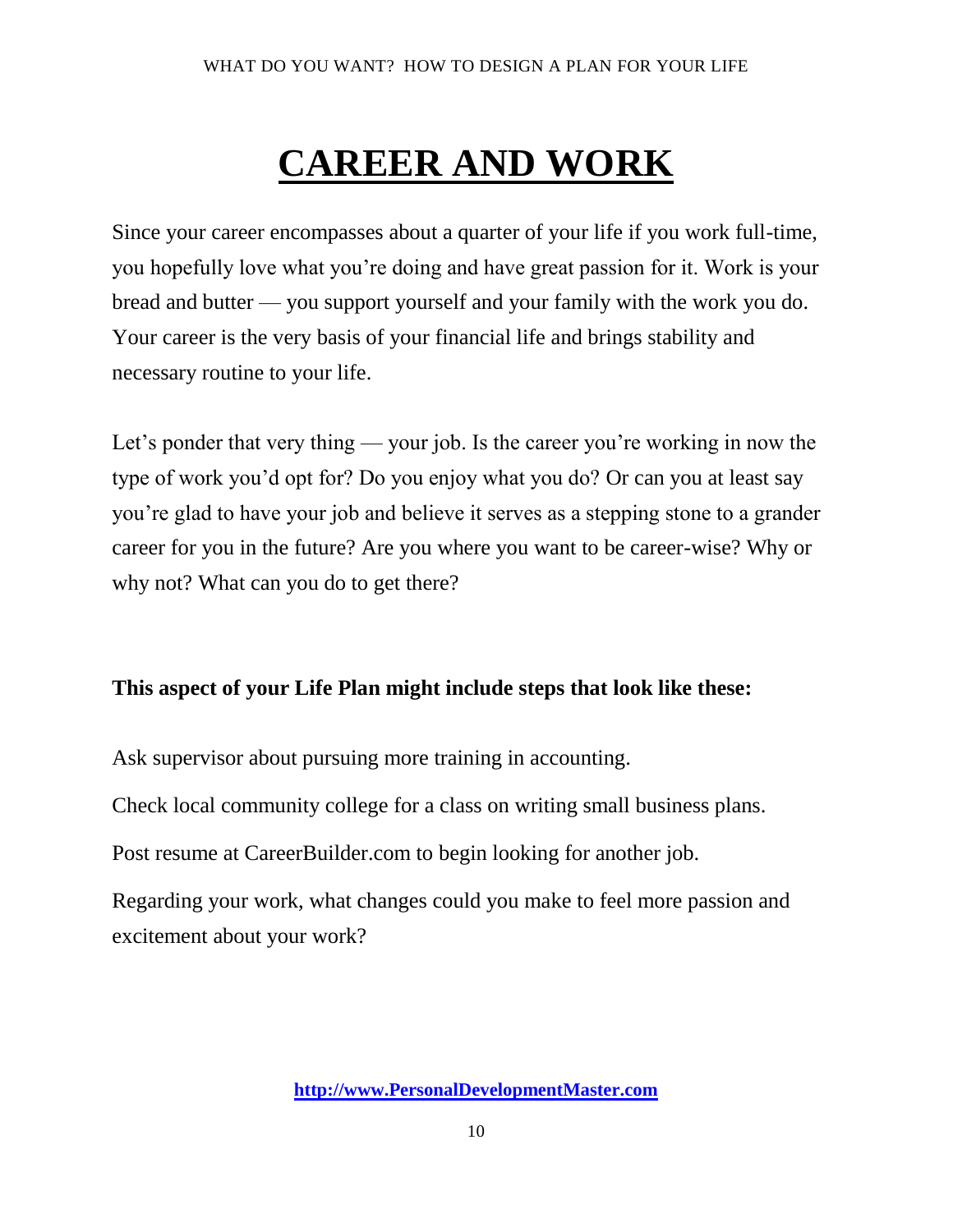# CAREER AND WORK

Since your career encompasses about a quarter of your life if you work full-time, you hopefully love what you're doing and have great passion for it. Work is your bread and butter — you support yourself and your family with the work you do. Your career is the very basis of your financial life and brings stability and necessary routine to your life.

Let's ponder that very thing — your job. Is the career you're working in now the type of work you'd opt for? Do you enjoy what you do? Or can you at least say you're glad to have your job and believe it serves as a stepping stone to a grander career for you in the future? Are you where you want to be career-wise? Why or why not? What can you do to get there?

**This aspect of your Life Plan might include steps that look like these:**

Ask supervisor about pursuing more training in accounting.

Check local community college for a class on writing small business plans.

Post resume at CareerBuilder.com to begin looking for another job.

Regarding your work, what changes could you make to feel more passion and excitement about your work?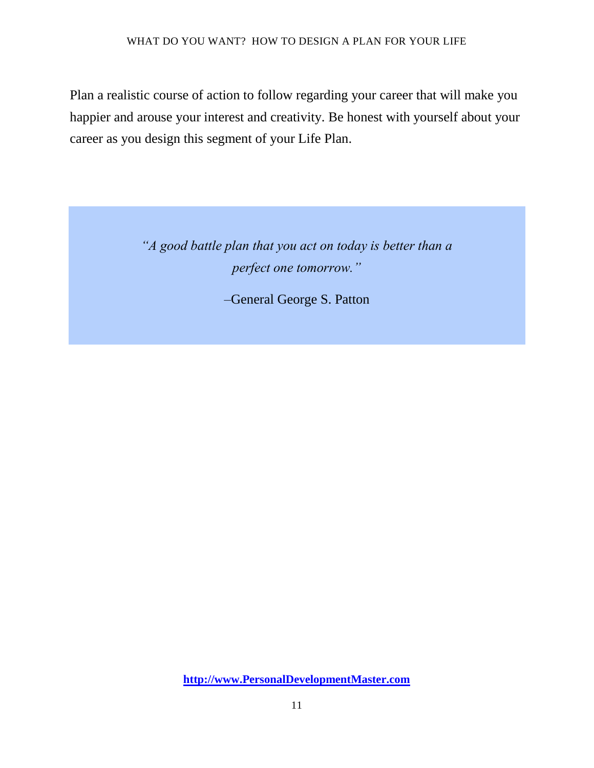Plan a realistic course of action to follow regarding your career that will make you happier and arouse your interest and creativity. Be honest with yourself about your career as you design this segment of your Life Plan.

> *"A good battle plan that you act on today is better than a perfect one tomorrow."*
>
> –General George S. Patton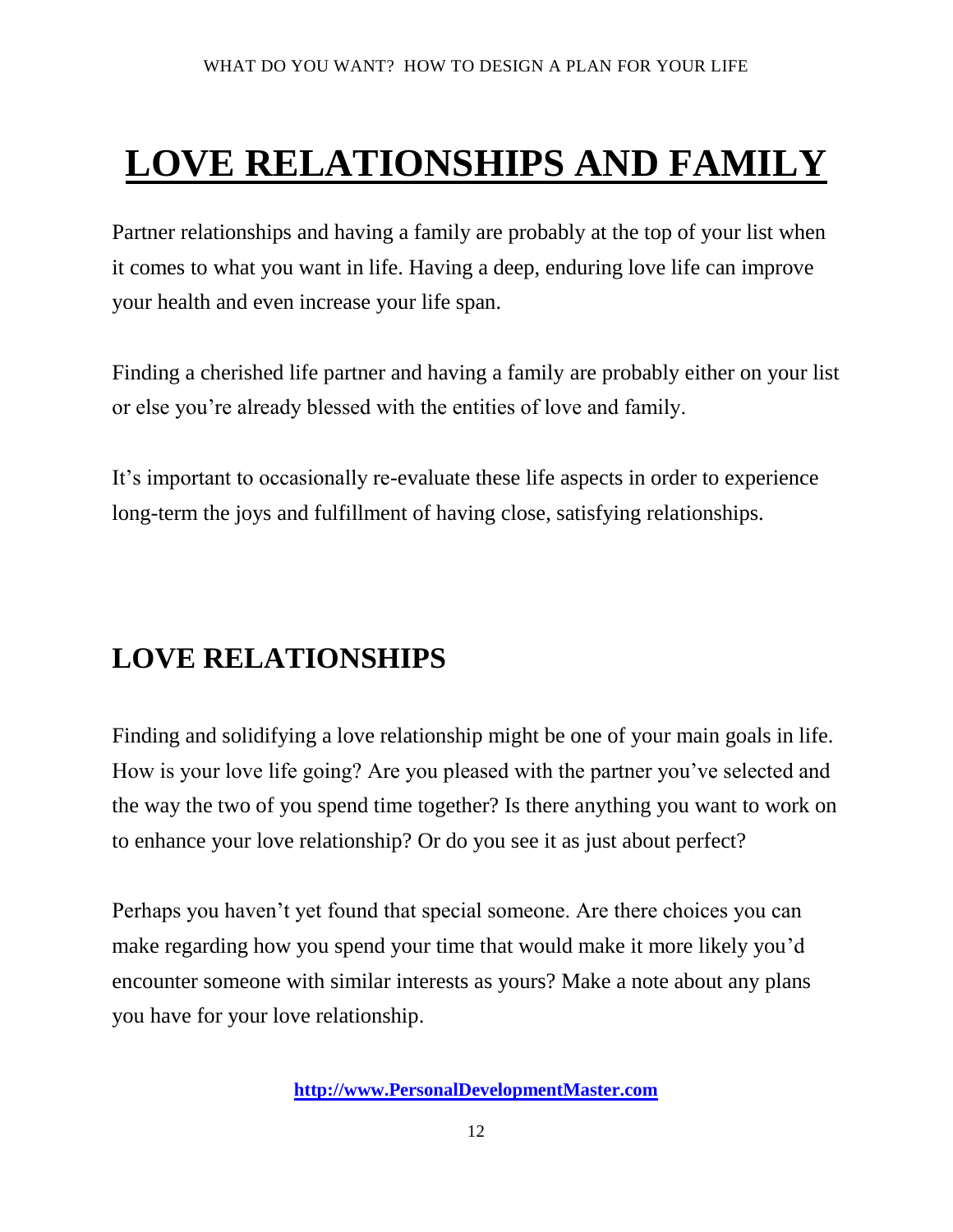# LOVE RELATIONSHIPS AND FAMILY

Partner relationships and having a family are probably at the top of your list when it comes to what you want in life. Having a deep, enduring love life can improve your health and even increase your life span.

Finding a cherished life partner and having a family are probably either on your list or else you're already blessed with the entities of love and family.

It's important to occasionally re-evaluate these life aspects in order to experience long-term the joys and fulfillment of having close, satisfying relationships.

## LOVE RELATIONSHIPS

Finding and solidifying a love relationship might be one of your main goals in life. How is your love life going? Are you pleased with the partner you've selected and the way the two of you spend time together? Is there anything you want to work on to enhance your love relationship? Or do you see it as just about perfect?

Perhaps you haven't yet found that special someone. Are there choices you can make regarding how you spend your time that would make it more likely you'd encounter someone with similar interests as yours? Make a note about any plans you have for your love relationship.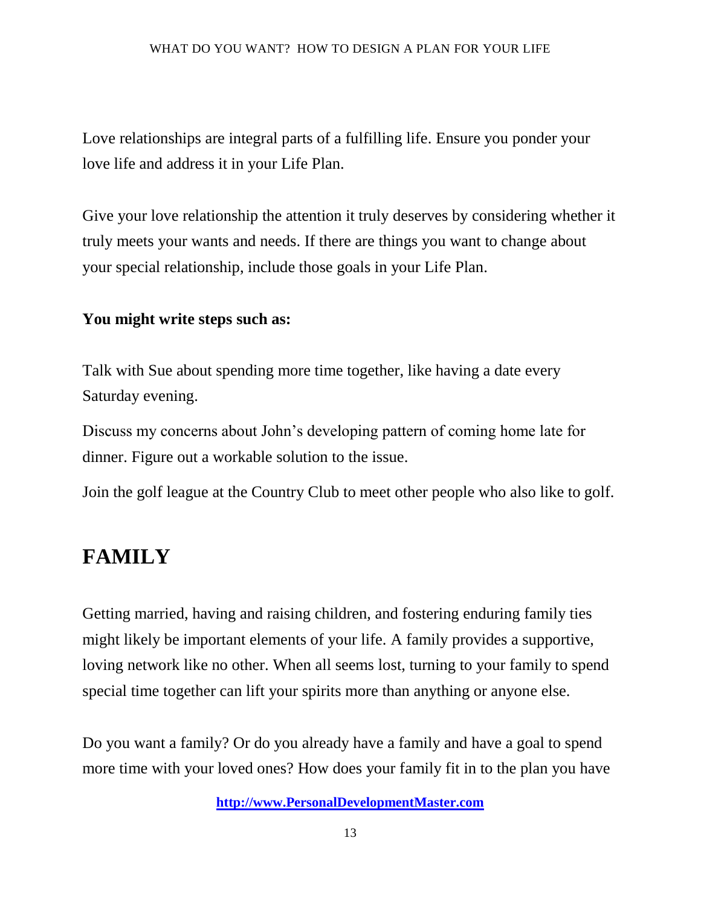Love relationships are integral parts of a fulfilling life. Ensure you ponder your love life and address it in your Life Plan.

Give your love relationship the attention it truly deserves by considering whether it truly meets your wants and needs. If there are things you want to change about your special relationship, include those goals in your Life Plan.

**You might write steps such as:**

Talk with Sue about spending more time together, like having a date every Saturday evening.

Discuss my concerns about John's developing pattern of coming home late for dinner. Figure out a workable solution to the issue.

Join the golf league at the Country Club to meet other people who also like to golf.

# FAMILY

Getting married, having and raising children, and fostering enduring family ties might likely be important elements of your life. A family provides a supportive, loving network like no other. When all seems lost, turning to your family to spend special time together can lift your spirits more than anything or anyone else.

Do you want a family? Or do you already have a family and have a goal to spend more time with your loved ones? How does your family fit in to the plan you have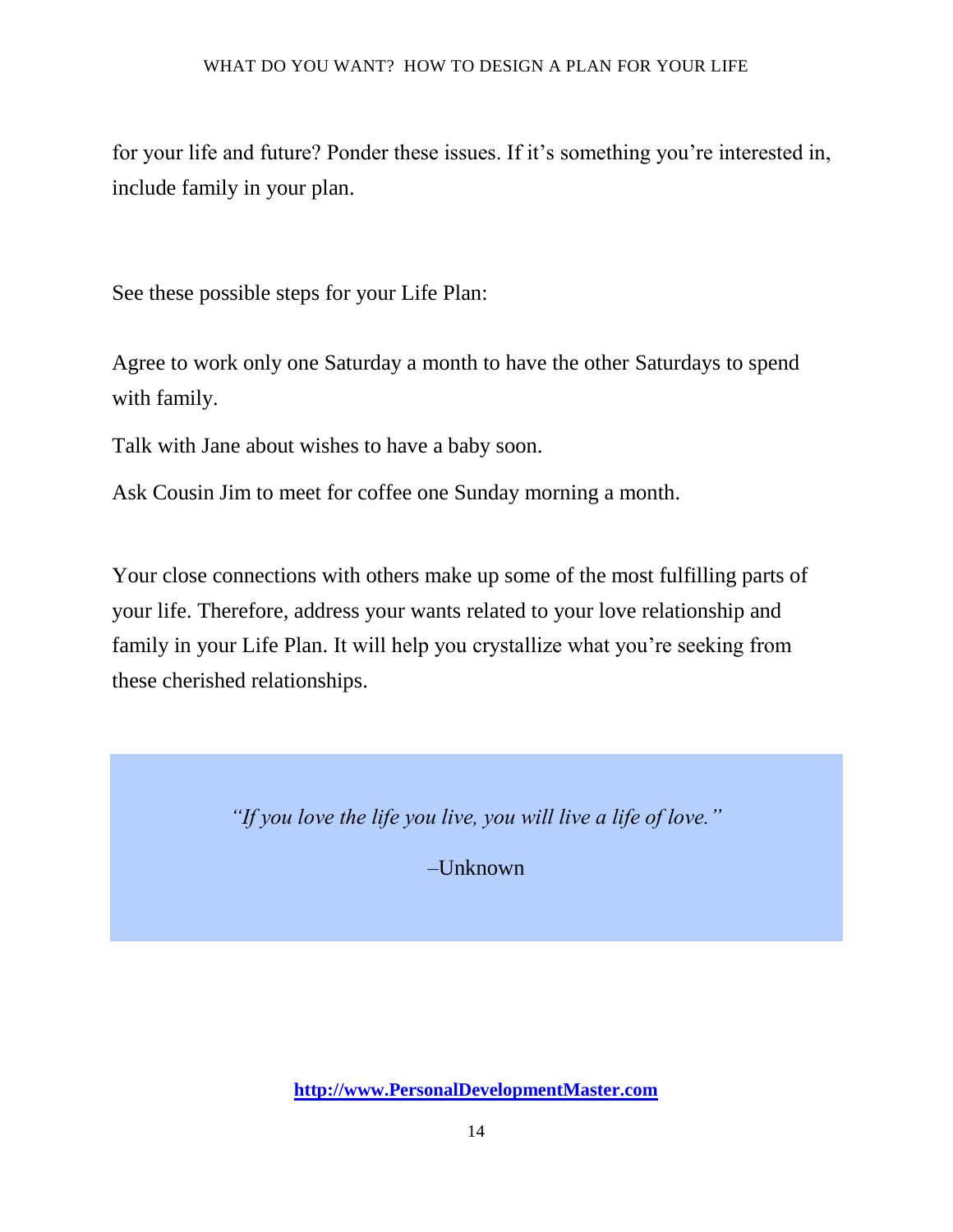for your life and future? Ponder these issues. If it's something you're interested in, include family in your plan.

See these possible steps for your Life Plan:

Agree to work only one Saturday a month to have the other Saturdays to spend with family.

Talk with Jane about wishes to have a baby soon.

Ask Cousin Jim to meet for coffee one Sunday morning a month.

Your close connections with others make up some of the most fulfilling parts of your life. Therefore, address your wants related to your love relationship and family in your Life Plan. It will help you crystallize what you're seeking from these cherished relationships.

> *"If you love the life you live, you will live a life of love."*
>
> –Unknown

**http://www.PersonalDevelopmentMaster.com**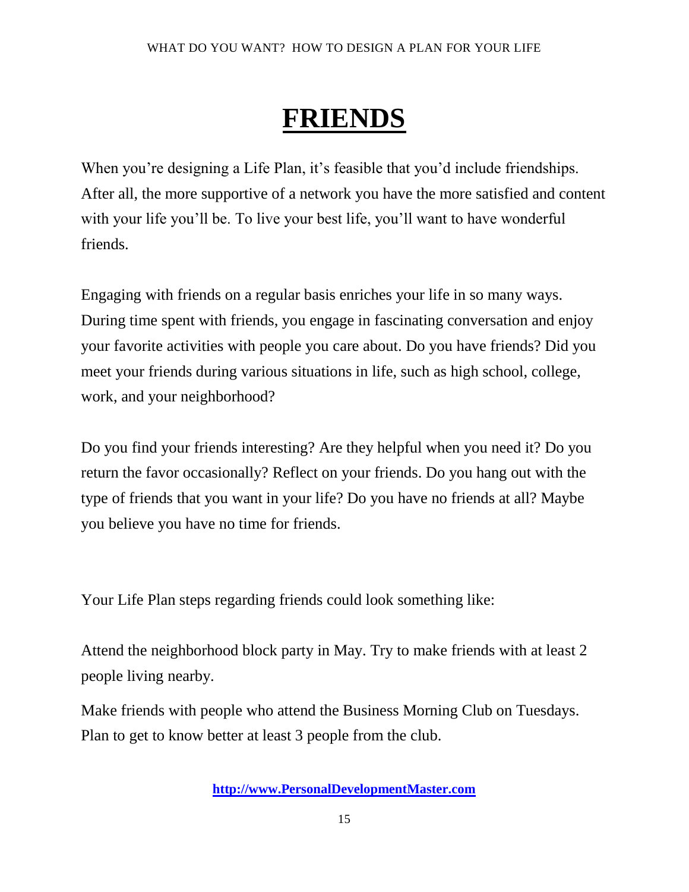# FRIENDS

When you're designing a Life Plan, it's feasible that you'd include friendships. After all, the more supportive of a network you have the more satisfied and content with your life you'll be. To live your best life, you'll want to have wonderful friends.

Engaging with friends on a regular basis enriches your life in so many ways. During time spent with friends, you engage in fascinating conversation and enjoy your favorite activities with people you care about. Do you have friends? Did you meet your friends during various situations in life, such as high school, college, work, and your neighborhood?

Do you find your friends interesting? Are they helpful when you need it? Do you return the favor occasionally? Reflect on your friends. Do you hang out with the type of friends that you want in your life? Do you have no friends at all? Maybe you believe you have no time for friends.

Your Life Plan steps regarding friends could look something like:

Attend the neighborhood block party in May. Try to make friends with at least 2 people living nearby.

Make friends with people who attend the Business Morning Club on Tuesdays. Plan to get to know better at least 3 people from the club.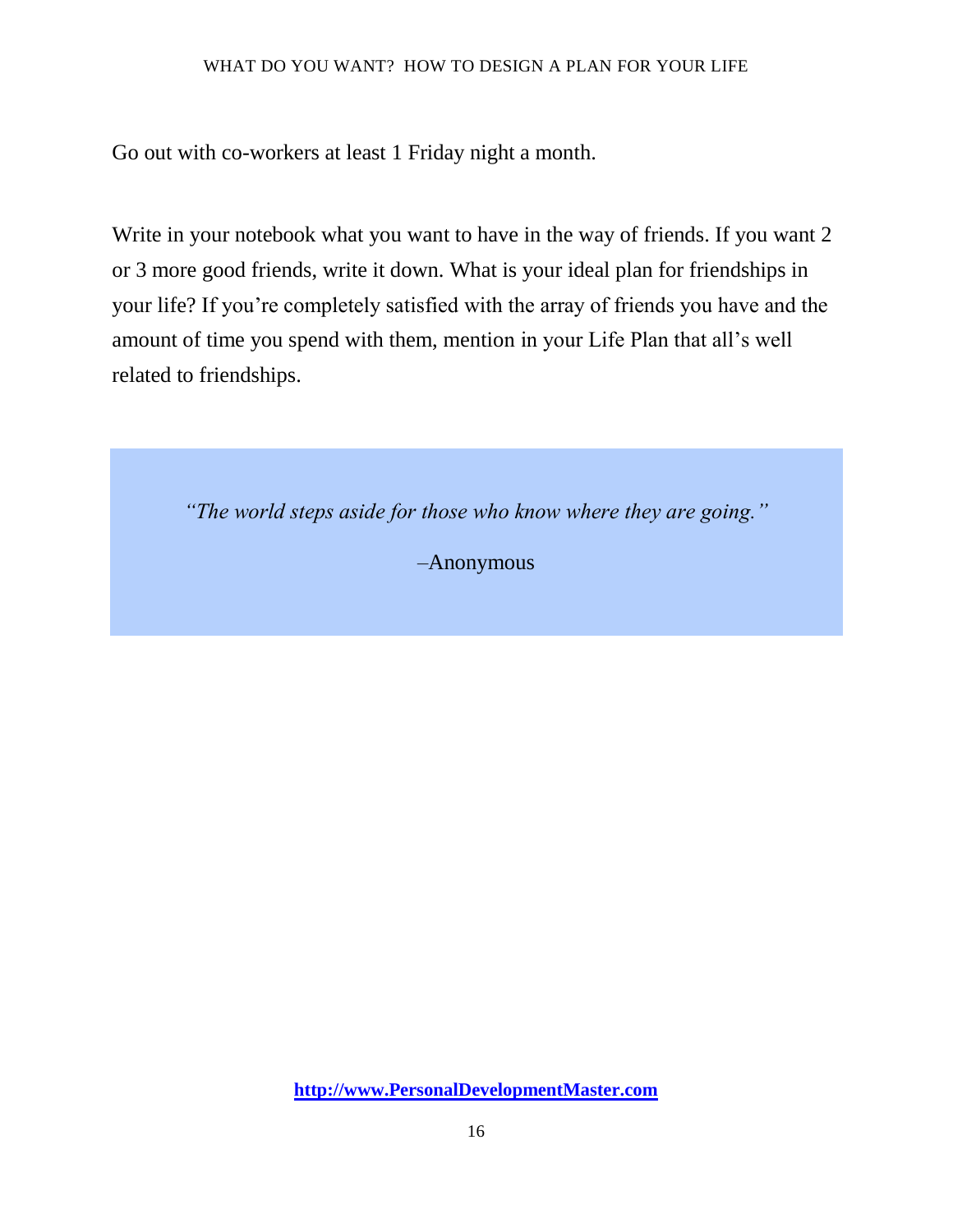Go out with co-workers at least 1 Friday night a month.

Write in your notebook what you want to have in the way of friends. If you want 2 or 3 more good friends, write it down. What is your ideal plan for friendships in your life? If you're completely satisfied with the array of friends you have and the amount of time you spend with them, mention in your Life Plan that all's well related to friendships.

> *"The world steps aside for those who know where they are going."*
>
> –Anonymous

**http://www.PersonalDevelopmentMaster.com**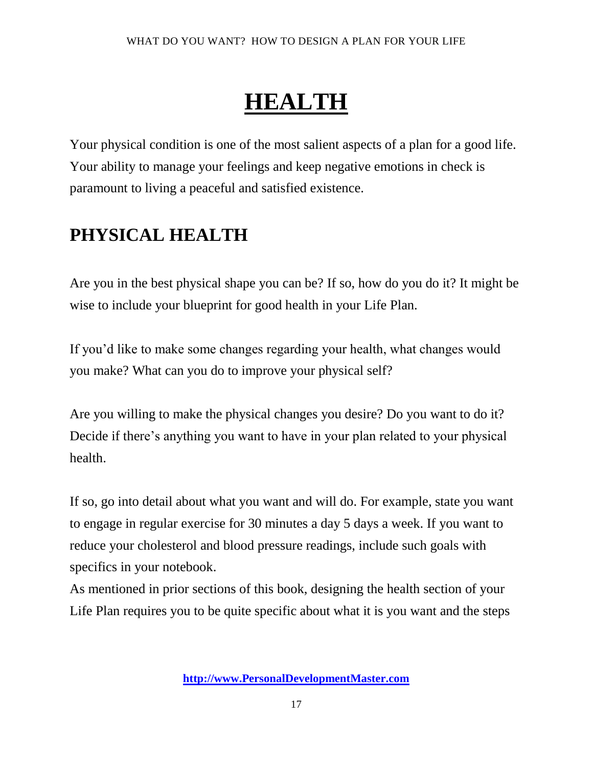# HEALTH

Your physical condition is one of the most salient aspects of a plan for a good life. Your ability to manage your feelings and keep negative emotions in check is paramount to living a peaceful and satisfied existence.

## PHYSICAL HEALTH

Are you in the best physical shape you can be? If so, how do you do it? It might be wise to include your blueprint for good health in your Life Plan.

If you'd like to make some changes regarding your health, what changes would you make? What can you do to improve your physical self?

Are you willing to make the physical changes you desire? Do you want to do it? Decide if there's anything you want to have in your plan related to your physical health.

If so, go into detail about what you want and will do. For example, state you want to engage in regular exercise for 30 minutes a day 5 days a week. If you want to reduce your cholesterol and blood pressure readings, include such goals with specifics in your notebook.

As mentioned in prior sections of this book, designing the health section of your Life Plan requires you to be quite specific about what it is you want and the steps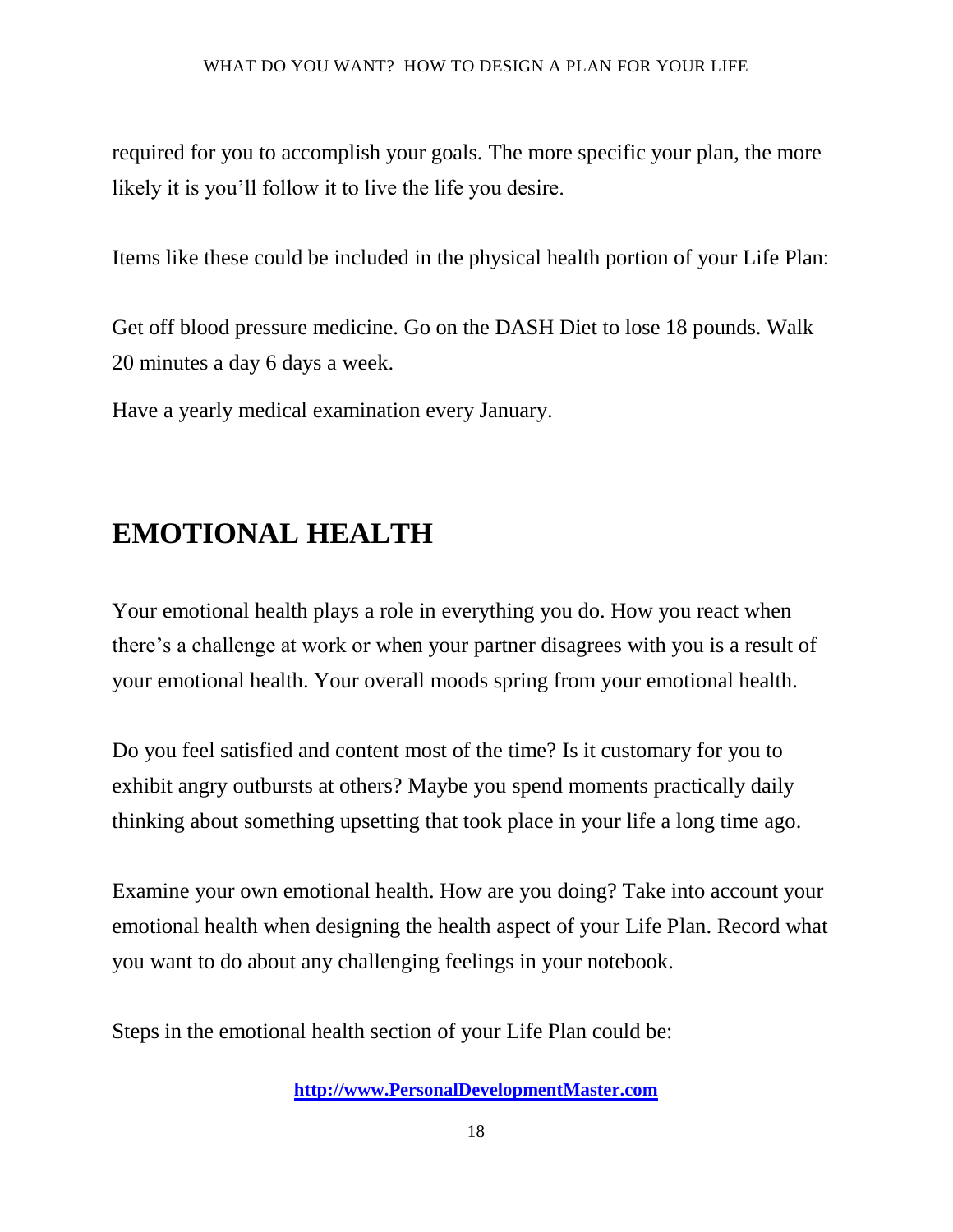required for you to accomplish your goals. The more specific your plan, the more likely it is you'll follow it to live the life you desire.

Items like these could be included in the physical health portion of your Life Plan:

Get off blood pressure medicine. Go on the DASH Diet to lose 18 pounds. Walk 20 minutes a day 6 days a week.

Have a yearly medical examination every January.

# EMOTIONAL HEALTH

Your emotional health plays a role in everything you do. How you react when there's a challenge at work or when your partner disagrees with you is a result of your emotional health. Your overall moods spring from your emotional health.

Do you feel satisfied and content most of the time? Is it customary for you to exhibit angry outbursts at others? Maybe you spend moments practically daily thinking about something upsetting that took place in your life a long time ago.

Examine your own emotional health. How are you doing? Take into account your emotional health when designing the health aspect of your Life Plan. Record what you want to do about any challenging feelings in your notebook.

Steps in the emotional health section of your Life Plan could be: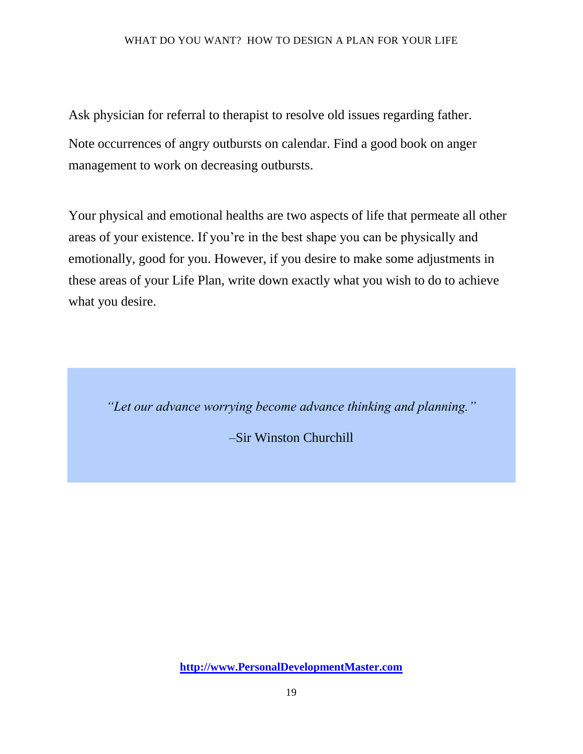Ask physician for referral to therapist to resolve old issues regarding father.

Note occurrences of angry outbursts on calendar. Find a good book on anger management to work on decreasing outbursts.

Your physical and emotional healths are two aspects of life that permeate all other areas of your existence. If you're in the best shape you can be physically and emotionally, good for you. However, if you desire to make some adjustments in these areas of your Life Plan, write down exactly what you wish to do to achieve what you desire.

> *"Let our advance worrying become advance thinking and planning."*
>
> –Sir Winston Churchill

**http://www.PersonalDevelopmentMaster.com**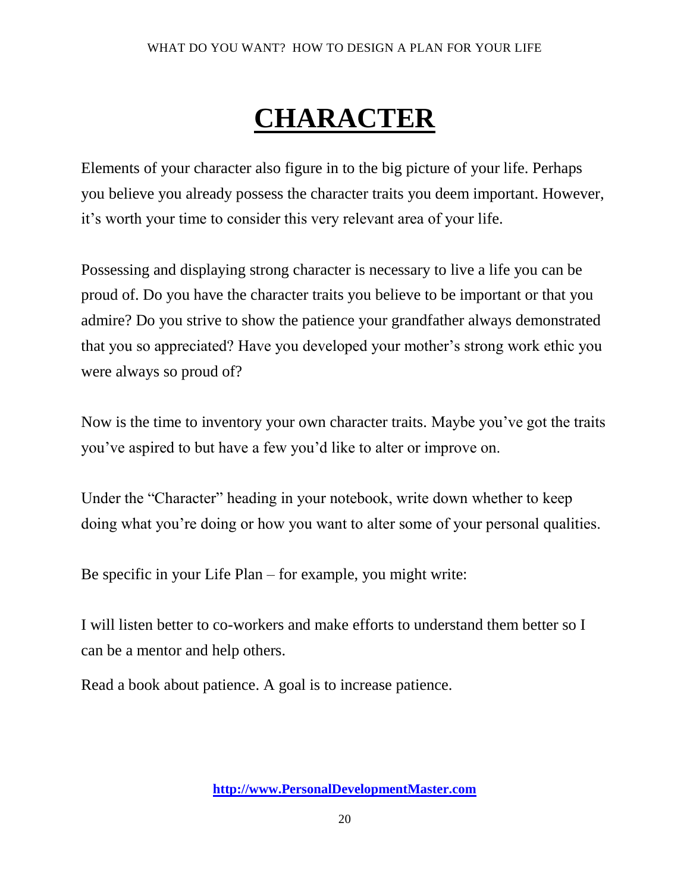# CHARACTER

Elements of your character also figure in to the big picture of your life. Perhaps you believe you already possess the character traits you deem important. However, it's worth your time to consider this very relevant area of your life.

Possessing and displaying strong character is necessary to live a life you can be proud of. Do you have the character traits you believe to be important or that you admire? Do you strive to show the patience your grandfather always demonstrated that you so appreciated? Have you developed your mother's strong work ethic you were always so proud of?

Now is the time to inventory your own character traits. Maybe you've got the traits you've aspired to but have a few you'd like to alter or improve on.

Under the "Character" heading in your notebook, write down whether to keep doing what you're doing or how you want to alter some of your personal qualities.

Be specific in your Life Plan – for example, you might write:

I will listen better to co-workers and make efforts to understand them better so I can be a mentor and help others.

Read a book about patience. A goal is to increase patience.

**[http://www.PersonalDevelopmentMaster.com](http://www.PersonalDevelopmentMaster.com)**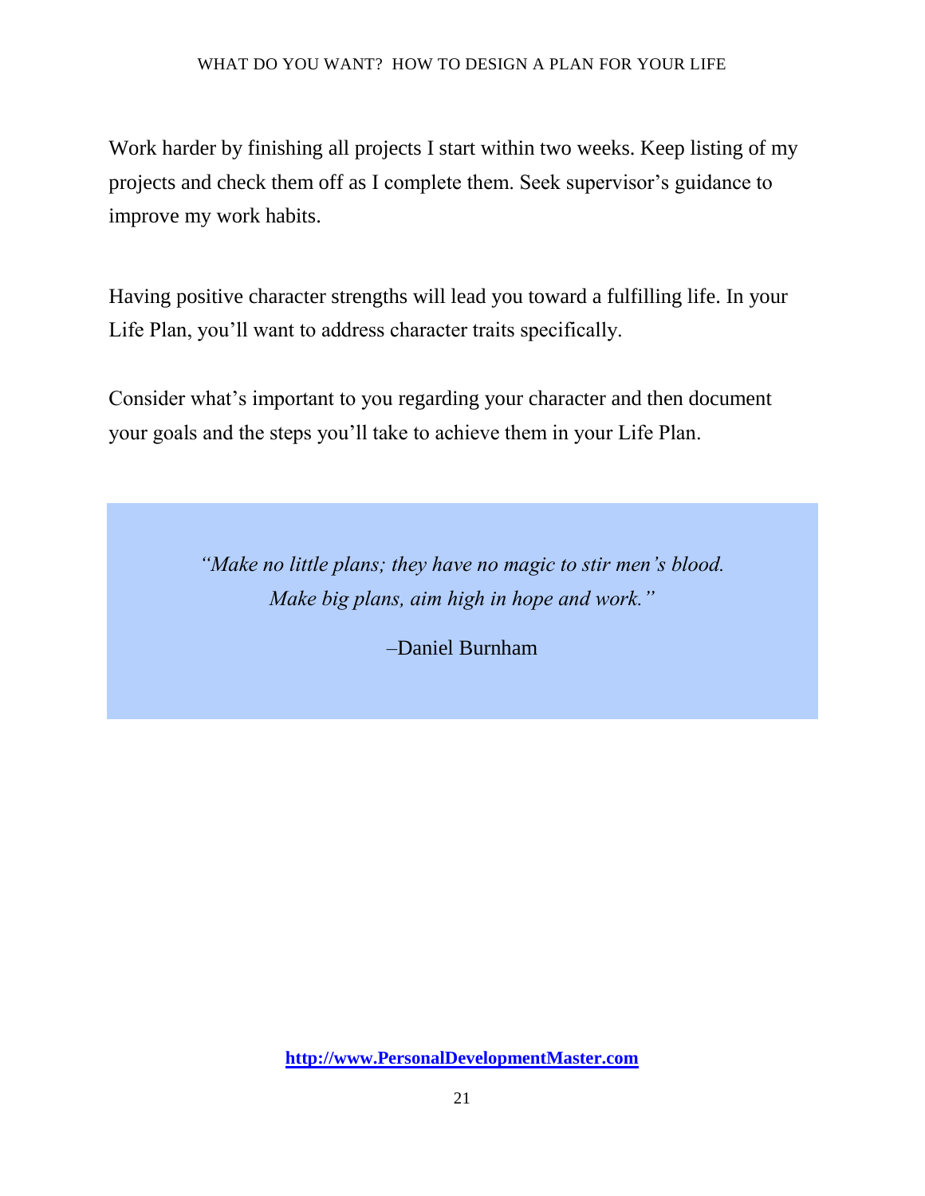Work harder by finishing all projects I start within two weeks. Keep listing of my projects and check them off as I complete them. Seek supervisor's guidance to improve my work habits.

Having positive character strengths will lead you toward a fulfilling life. In your Life Plan, you'll want to address character traits specifically.

Consider what's important to you regarding your character and then document your goals and the steps you'll take to achieve them in your Life Plan.

> *"Make no little plans; they have no magic to stir men's blood. Make big plans, aim high in hope and work."*
>
> –Daniel Burnham

**http://www.PersonalDevelopmentMaster.com**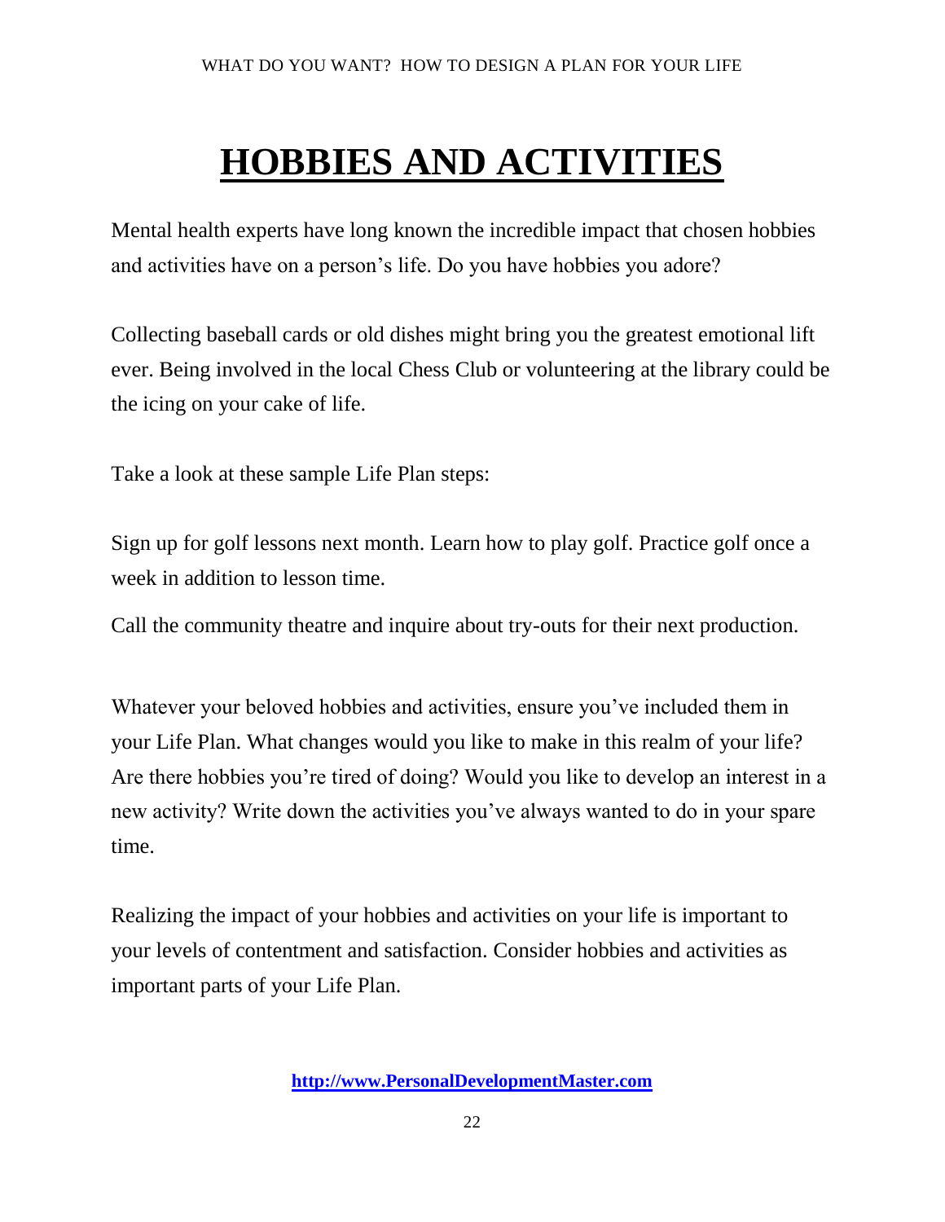# HOBBIES AND ACTIVITIES

Mental health experts have long known the incredible impact that chosen hobbies and activities have on a person's life. Do you have hobbies you adore?

Collecting baseball cards or old dishes might bring you the greatest emotional lift ever. Being involved in the local Chess Club or volunteering at the library could be the icing on your cake of life.

Take a look at these sample Life Plan steps:

Sign up for golf lessons next month. Learn how to play golf. Practice golf once a week in addition to lesson time.

Call the community theatre and inquire about try-outs for their next production.

Whatever your beloved hobbies and activities, ensure you've included them in your Life Plan. What changes would you like to make in this realm of your life? Are there hobbies you're tired of doing? Would you like to develop an interest in a new activity? Write down the activities you've always wanted to do in your spare time.

Realizing the impact of your hobbies and activities on your life is important to your levels of contentment and satisfaction. Consider hobbies and activities as important parts of your Life Plan.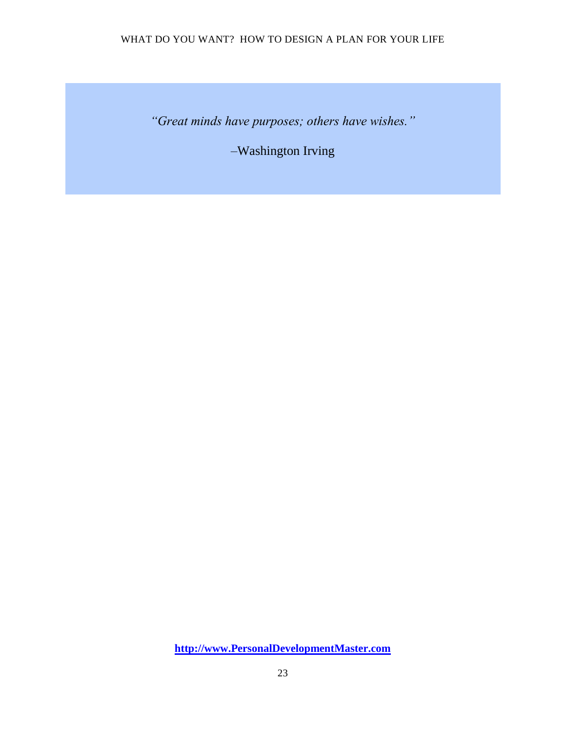*"Great minds have purposes; others have wishes."*

–Washington Irving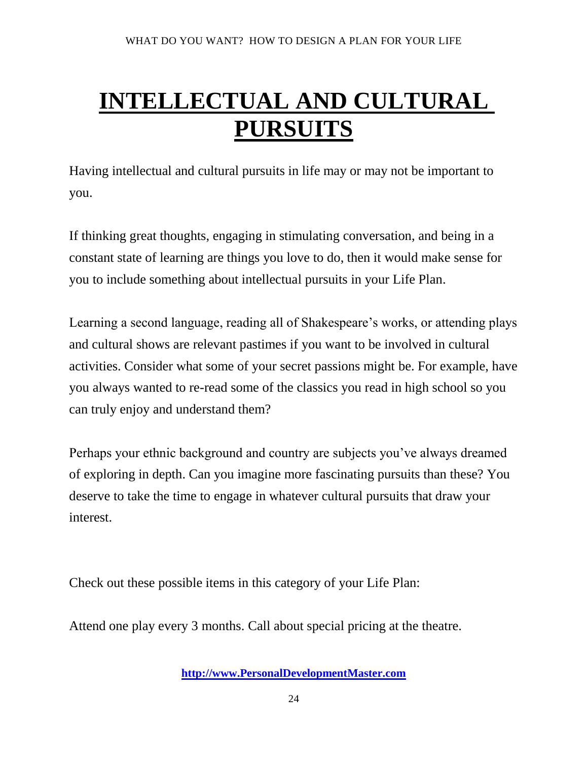# INTELLECTUAL AND CULTURAL PURSUITS

Having intellectual and cultural pursuits in life may or may not be important to you.

If thinking great thoughts, engaging in stimulating conversation, and being in a constant state of learning are things you love to do, then it would make sense for you to include something about intellectual pursuits in your Life Plan.

Learning a second language, reading all of Shakespeare's works, or attending plays and cultural shows are relevant pastimes if you want to be involved in cultural activities. Consider what some of your secret passions might be. For example, have you always wanted to re-read some of the classics you read in high school so you can truly enjoy and understand them?

Perhaps your ethnic background and country are subjects you've always dreamed of exploring in depth. Can you imagine more fascinating pursuits than these? You deserve to take the time to engage in whatever cultural pursuits that draw your interest.

Check out these possible items in this category of your Life Plan:

Attend one play every 3 months. Call about special pricing at the theatre.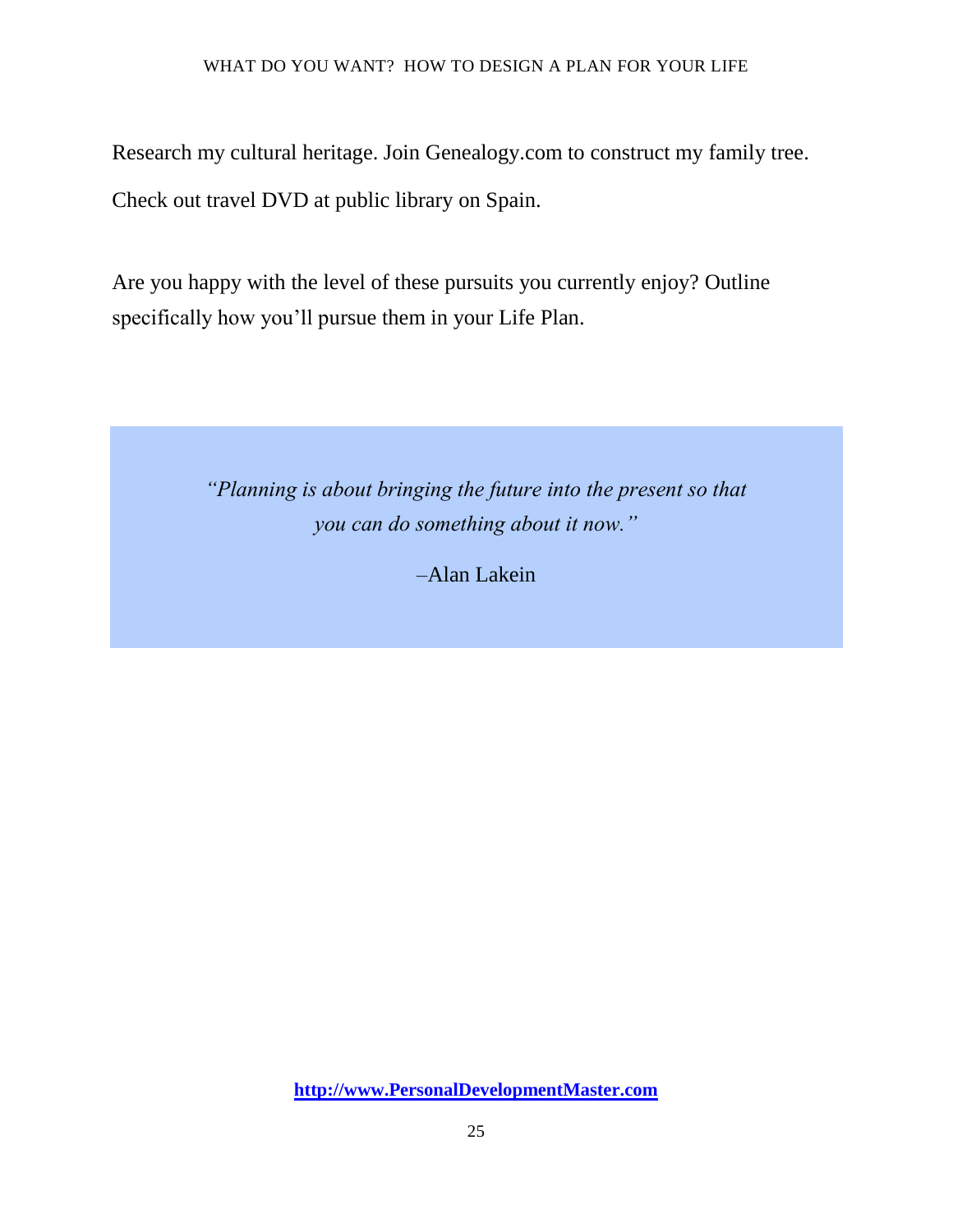Research my cultural heritage. Join Genealogy.com to construct my family tree.

Check out travel DVD at public library on Spain.

Are you happy with the level of these pursuits you currently enjoy? Outline specifically how you'll pursue them in your Life Plan.

> *"Planning is about bringing the future into the present so that you can do something about it now."*
>
> –Alan Lakein

**http://www.PersonalDevelopmentMaster.com**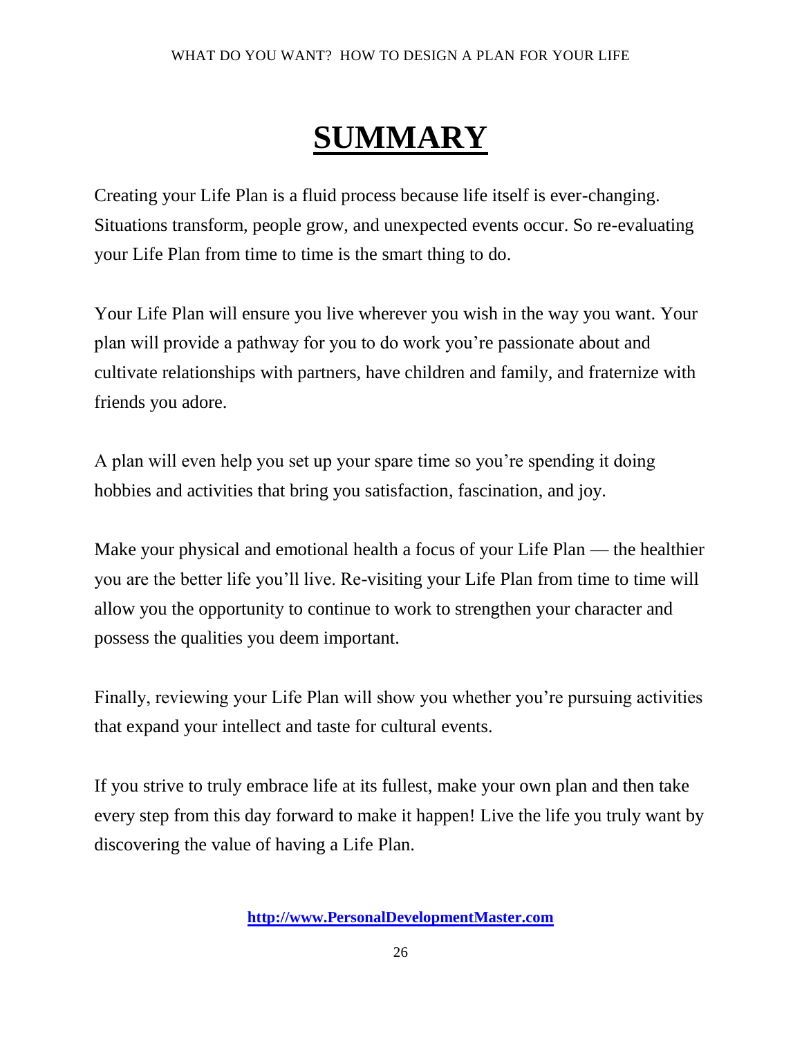# SUMMARY

Creating your Life Plan is a fluid process because life itself is ever-changing. Situations transform, people grow, and unexpected events occur. So re-evaluating your Life Plan from time to time is the smart thing to do.

Your Life Plan will ensure you live wherever you wish in the way you want. Your plan will provide a pathway for you to do work you're passionate about and cultivate relationships with partners, have children and family, and fraternize with friends you adore.

A plan will even help you set up your spare time so you're spending it doing hobbies and activities that bring you satisfaction, fascination, and joy.

Make your physical and emotional health a focus of your Life Plan — the healthier you are the better life you'll live. Re-visiting your Life Plan from time to time will allow you the opportunity to continue to work to strengthen your character and possess the qualities you deem important.

Finally, reviewing your Life Plan will show you whether you're pursuing activities that expand your intellect and taste for cultural events.

If you strive to truly embrace life at its fullest, make your own plan and then take every step from this day forward to make it happen! Live the life you truly want by discovering the value of having a Life Plan.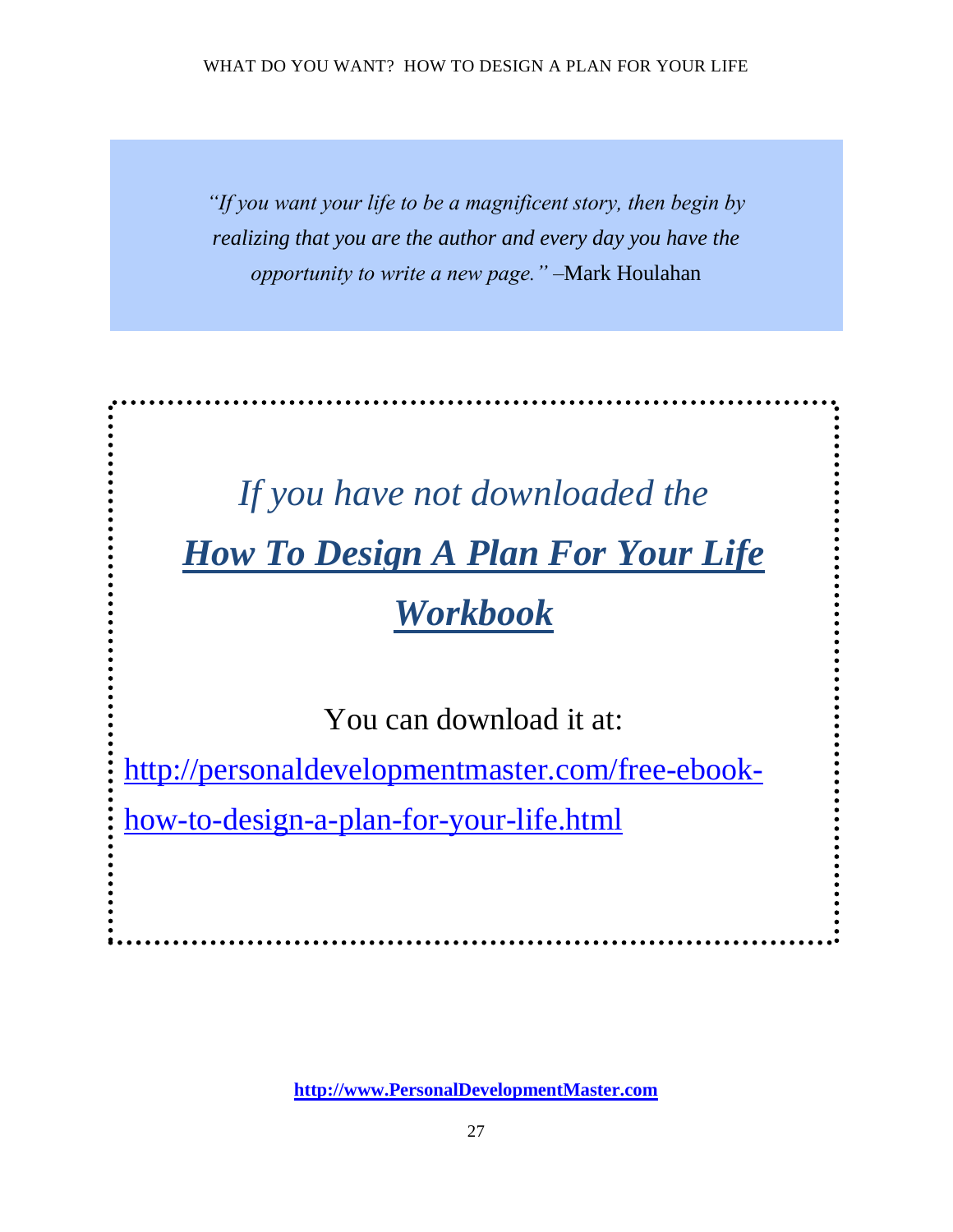> *"If you want your life to be a magnificent story, then begin by realizing that you are the author and every day you have the opportunity to write a new page."* –Mark Houlahan

*If you have not downloaded the*

***How To Design A Plan For Your Life Workbook***

You can download it at:

http://personaldevelopmentmaster.com/free-ebook-how-to-design-a-plan-for-your-life.html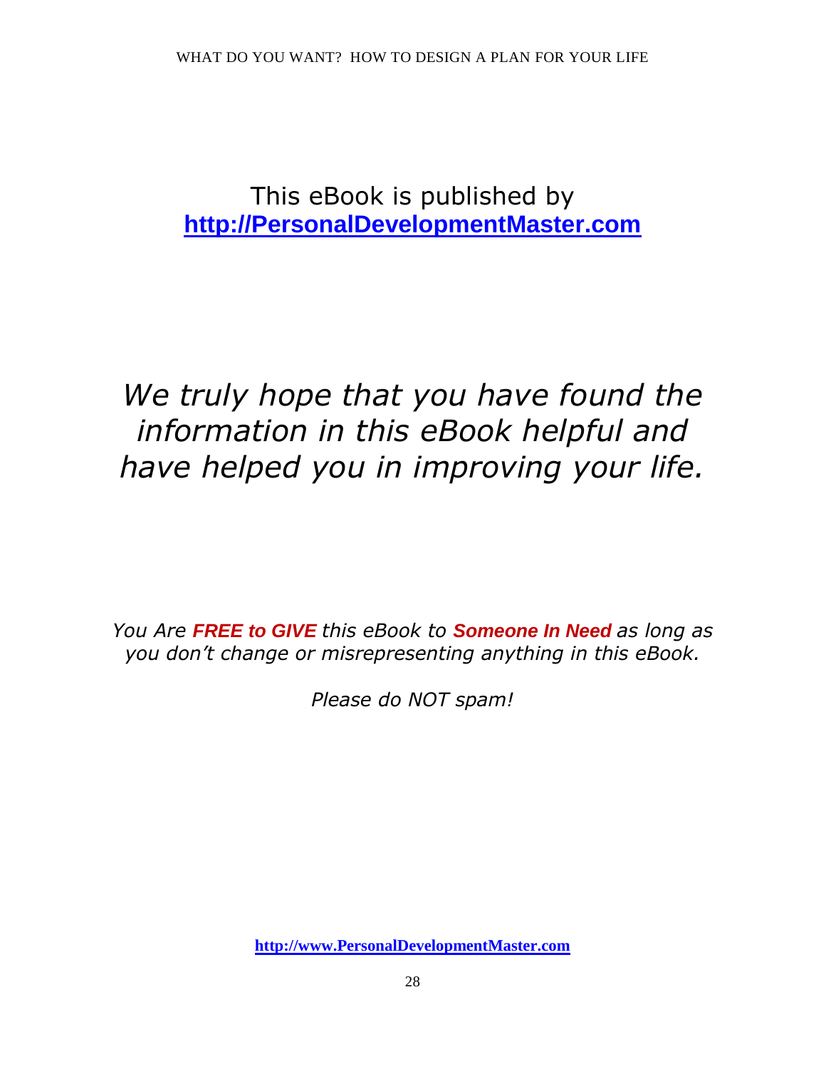This eBook is published by
**[http://PersonalDevelopmentMaster.com](http://PersonalDevelopmentMaster.com)**

*We truly hope that you have found the information in this eBook helpful and have helped you in improving your life.*

*You Are **FREE to GIVE** this eBook to **Someone In Need** as long as you don't change or misrepresenting anything in this eBook.*

*Please do NOT spam!*